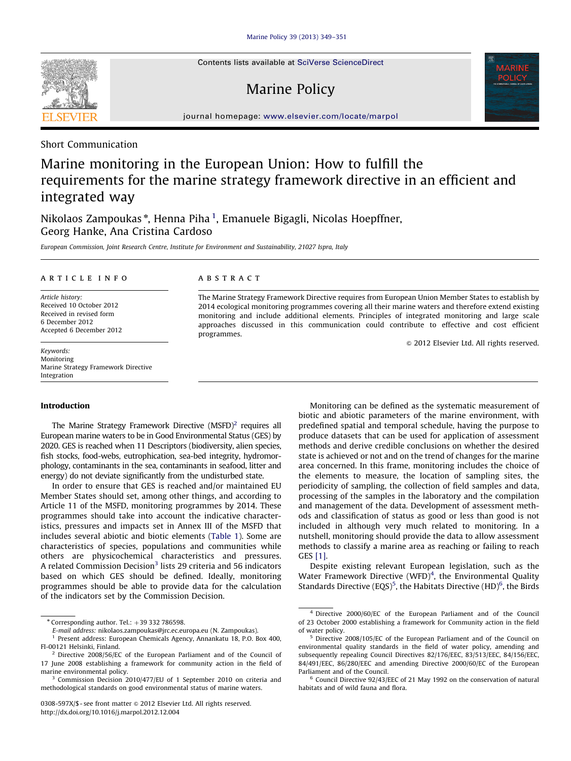Short Communication

# Marine monitoring in the European Union: How to fulfill the requirements for the marine strategy framework directive in an efficient and integrated way

Nikolaos Zampoukas *, Henna Piha [1], Emanuele Bigagli, Nicolas Hoepffner, Georg Hanke, Ana Cristina Cardoso

*European Commission, Joint Research Centre, Institute for Environment and Sustainability, 21027 Ispra, Italy*

**ARTICLE INFO**

*Article history:*
Received 10 October 2012
Received in revised form
6 December 2012
Accepted 6 December 2012

*Keywords:*
Monitoring
Marine Strategy Framework Directive
Integration

**ABSTRACT**

The Marine Strategy Framework Directive requires from European Union Member States to establish by 2014 ecological monitoring programmes covering all their marine waters and therefore extend existing monitoring and include additional elements. Principles of integrated monitoring and large scale approaches discussed in this communication could contribute to effective and cost efficient programmes.

© 2012 Elsevier Ltd. All rights reserved.

## Introduction

The Marine Strategy Framework Directive (MSFD)[2] requires all European marine waters to be in Good Environmental Status (GES) by 2020. GES is reached when 11 Descriptors (biodiversity, alien species, fish stocks, food-webs, eutrophication, sea-bed integrity, hydromorphology, contaminants in the sea, contaminants in seafood, litter and energy) do not deviate significantly from the undisturbed state.

In order to ensure that GES is reached and/or maintained EU Member States should set, among other things, and according to Article 11 of the MSFD, monitoring programmes by 2014. These programmes should take into account the indicative characteristics, pressures and impacts set in Annex III of the MSFD that includes several abiotic and biotic elements (Table 1). Some are characteristics of species, populations and communities while others are physicochemical characteristics and pressures. A related Commission Decision[3] lists 29 criteria and 56 indicators based on which GES should be defined. Ideally, monitoring programmes should be able to provide data for the calculation of the indicators set by the Commission Decision.

Monitoring can be defined as the systematic measurement of biotic and abiotic parameters of the marine environment, with predefined spatial and temporal schedule, having the purpose to produce datasets that can be used for application of assessment methods and derive credible conclusions on whether the desired state is achieved or not and on the trend of changes for the marine area concerned. In this frame, monitoring includes the choice of the elements to measure, the location of sampling sites, the periodicity of sampling, the collection of field samples and data, processing of the samples in the laboratory and the compilation and management of the data. Development of assessment methods and classification of status as good or less than good is not included in although very much related to monitoring. In a nutshell, monitoring should provide the data to allow assessment methods to classify a marine area as reaching or failing to reach GES [1].

Despite existing relevant European legislation, such as the Water Framework Directive (WFD)[4], the Environmental Quality Standards Directive (EQS)[5], the Habitats Directive (HD)[6], the Birds

---

* Corresponding author. Tel.: +39 332 786598.
E-mail address: nikolaos.zampoukas@jrc.ec.europa.eu (N. Zampoukas).

[1] Present address: European Chemicals Agency, Annankatu 18, P.O. Box 400, FI-00121 Helsinki, Finland.

[2] Directive 2008/56/EC of the European Parliament and of the Council of 17 June 2008 establishing a framework for community action in the field of marine environmental policy.

[3] Commission Decision 2010/477/EU of 1 September 2010 on criteria and methodological standards on good environmental status of marine waters.

[4] Directive 2000/60/EC of the European Parliament and of the Council of 23 October 2000 establishing a framework for Community action in the field of water policy.

[5] Directive 2008/105/EC of the European Parliament and of the Council on environmental quality standards in the field of water policy, amending and subsequently repealing Council Directives 82/176/EEC, 83/513/EEC, 84/156/EEC, 84/491/EEC, 86/280/EEC and amending Directive 2000/60/EC of the European Parliament and of the Council.

[6] Council Directive 92/43/EEC of 21 May 1992 on the conservation of natural habitats and of wild fauna and flora.

0308-597X/$ - see front matter © 2012 Elsevier Ltd. All rights reserved.
http://dx.doi.org/10.1016/j.marpol.2012.12.004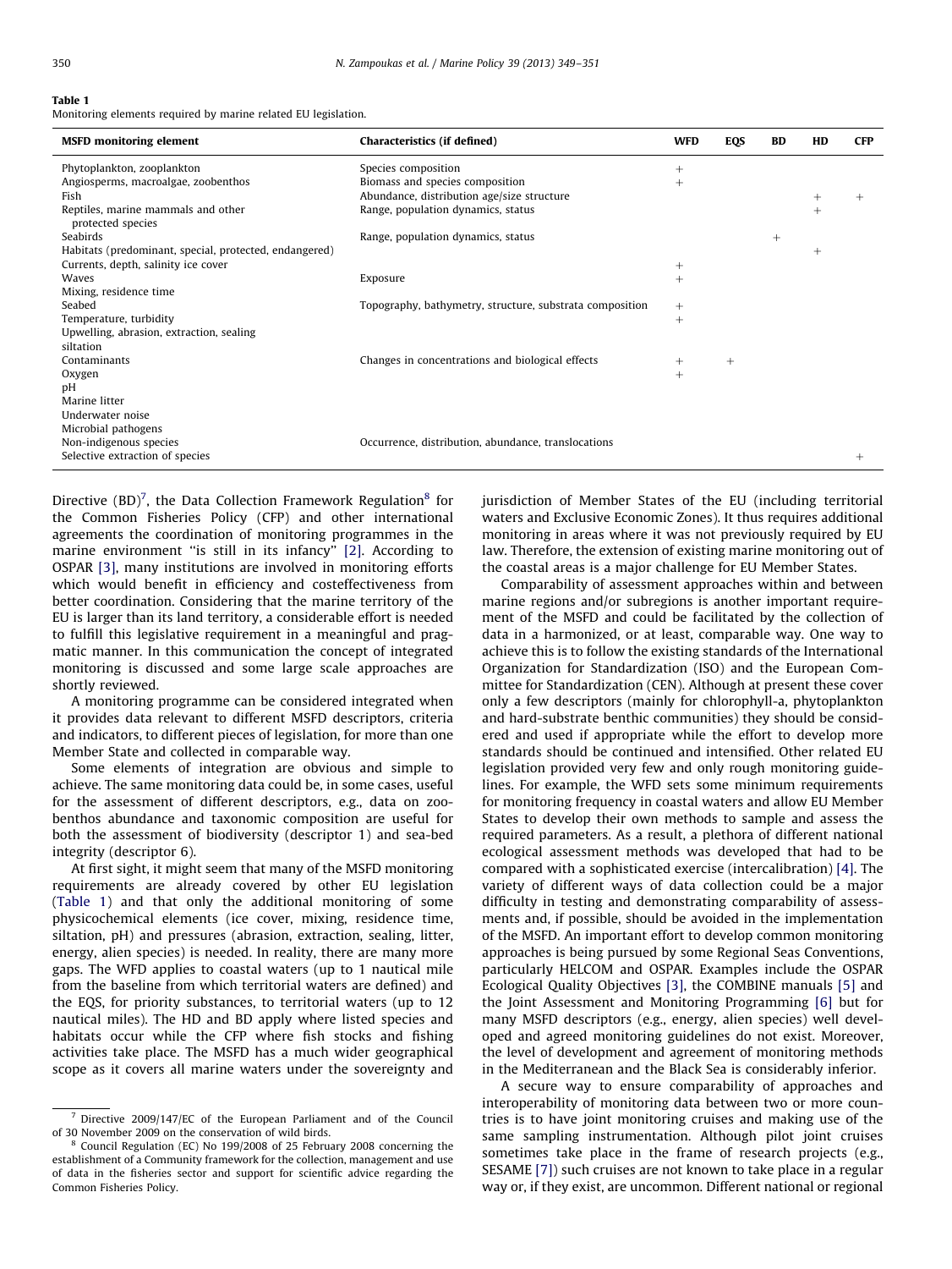**Table 1**
Monitoring elements required by marine related EU legislation.

| MSFD monitoring element | Characteristics (if defined) | WFD | EQS | BD | HD | CFP |
|---|---|---|---|---|---|---|
| Phytoplankton, zooplankton | Species composition | + | | | | |
| Angiosperms, macroalgae, zoobenthos | Biomass and species composition | + | | | | |
| Fish | Abundance, distribution age/size structure | | | | + | + |
| Reptiles, marine mammals and other protected species | Range, population dynamics, status | | | | + | |
| Seabirds | Range, population dynamics, status | | | + | | |
| Habitats (predominant, special, protected, endangered) | | | | | + | |
| Currents, depth, salinity ice cover | | + | | | | |
| Waves | Exposure | + | | | | |
| Mixing, residence time | | | | | | |
| Seabed | Topography, bathymetry, structure, substrata composition | + | | | | |
| Temperature, turbidity | | + | | | | |
| Upwelling, abrasion, extraction, sealing siltation | | | | | | |
| Contaminants | Changes in concentrations and biological effects | + | + | | | |
| Oxygen | | + | | | | |
| pH | | | | | | |
| Marine litter | | | | | | |
| Underwater noise | | | | | | |
| Microbial pathogens | | | | | | |
| Non-indigenous species | Occurrence, distribution, abundance, translocations | | | | | |
| Selective extraction of species | | | | | | + |

Directive (BD)[7], the Data Collection Framework Regulation[8] for the Common Fisheries Policy (CFP) and other international agreements the coordination of monitoring programmes in the marine environment "is still in its infancy" [2]. According to OSPAR [3], many institutions are involved in monitoring efforts which would benefit in efficiency and costeffectiveness from better coordination. Considering that the marine territory of the EU is larger than its land territory, a considerable effort is needed to fulfill this legislative requirement in a meaningful and pragmatic manner. In this communication the concept of integrated monitoring is discussed and some large scale approaches are shortly reviewed.

A monitoring programme can be considered integrated when it provides data relevant to different MSFD descriptors, criteria and indicators, to different pieces of legislation, for more than one Member State and collected in comparable way.

Some elements of integration are obvious and simple to achieve. The same monitoring data could be, in some cases, useful for the assessment of different descriptors, e.g., data on zoobenthos abundance and taxonomic composition are useful for both the assessment of biodiversity (descriptor 1) and sea-bed integrity (descriptor 6).

At first sight, it might seem that many of the MSFD monitoring requirements are already covered by other EU legislation (Table 1) and that only the additional monitoring of some physicochemical elements (ice cover, mixing, residence time, siltation, pH) and pressures (abrasion, extraction, sealing, litter, energy, alien species) is needed. In reality, there are many more gaps. The WFD applies to coastal waters (up to 1 nautical mile from the baseline from which territorial waters are defined) and the EQS, for priority substances, to territorial waters (up to 12 nautical miles). The HD and BD apply where listed species and habitats occur while the CFP where fish stocks and fishing activities take place. The MSFD has a much wider geographical scope as it covers all marine waters under the sovereignty and jurisdiction of Member States of the EU (including territorial waters and Exclusive Economic Zones). It thus requires additional monitoring in areas where it was not previously required by EU law. Therefore, the extension of existing marine monitoring out of the coastal areas is a major challenge for EU Member States.

Comparability of assessment approaches within and between marine regions and/or subregions is another important requirement of the MSFD and could be facilitated by the collection of data in a harmonized, or at least, comparable way. One way to achieve this is to follow the existing standards of the International Organization for Standardization (ISO) and the European Committee for Standardization (CEN). Although at present these cover only a few descriptors (mainly for chlorophyll-a, phytoplankton and hard-substrate benthic communities) they should be considered and used if appropriate while the effort to develop more standards should be continued and intensified. Other related EU legislation provided very few and only rough monitoring guidelines. For example, the WFD sets some minimum requirements for monitoring frequency in coastal waters and allow EU Member States to develop their own methods to sample and assess the required parameters. As a result, a plethora of different national ecological assessment methods was developed that had to be compared with a sophisticated exercise (intercalibration) [4]. The variety of different ways of data collection could be a major difficulty in testing and demonstrating comparability of assessments and, if possible, should be avoided in the implementation of the MSFD. An important effort to develop common monitoring approaches is being pursued by some Regional Seas Conventions, particularly HELCOM and OSPAR. Examples include the OSPAR Ecological Quality Objectives [3], the COMBINE manuals [5] and the Joint Assessment and Monitoring Programming [6] but for many MSFD descriptors (e.g., energy, alien species) well developed and agreed monitoring guidelines do not exist. Moreover, the level of development and agreement of monitoring methods in the Mediterranean and the Black Sea is considerably inferior.

A secure way to ensure comparability of approaches and interoperability of monitoring data between two or more countries is to have joint monitoring cruises and making use of the same sampling instrumentation. Although pilot joint cruises sometimes take place in the frame of research projects (e.g., SESAME [7]) such cruises are not known to take place in a regular way or, if they exist, are uncommon. Different national or regional

[7] Directive 2009/147/EC of the European Parliament and of the Council of 30 November 2009 on the conservation of wild birds.

[8] Council Regulation (EC) No 199/2008 of 25 February 2008 concerning the establishment of a Community framework for the collection, management and use of data in the fisheries sector and support for scientific advice regarding the Common Fisheries Policy.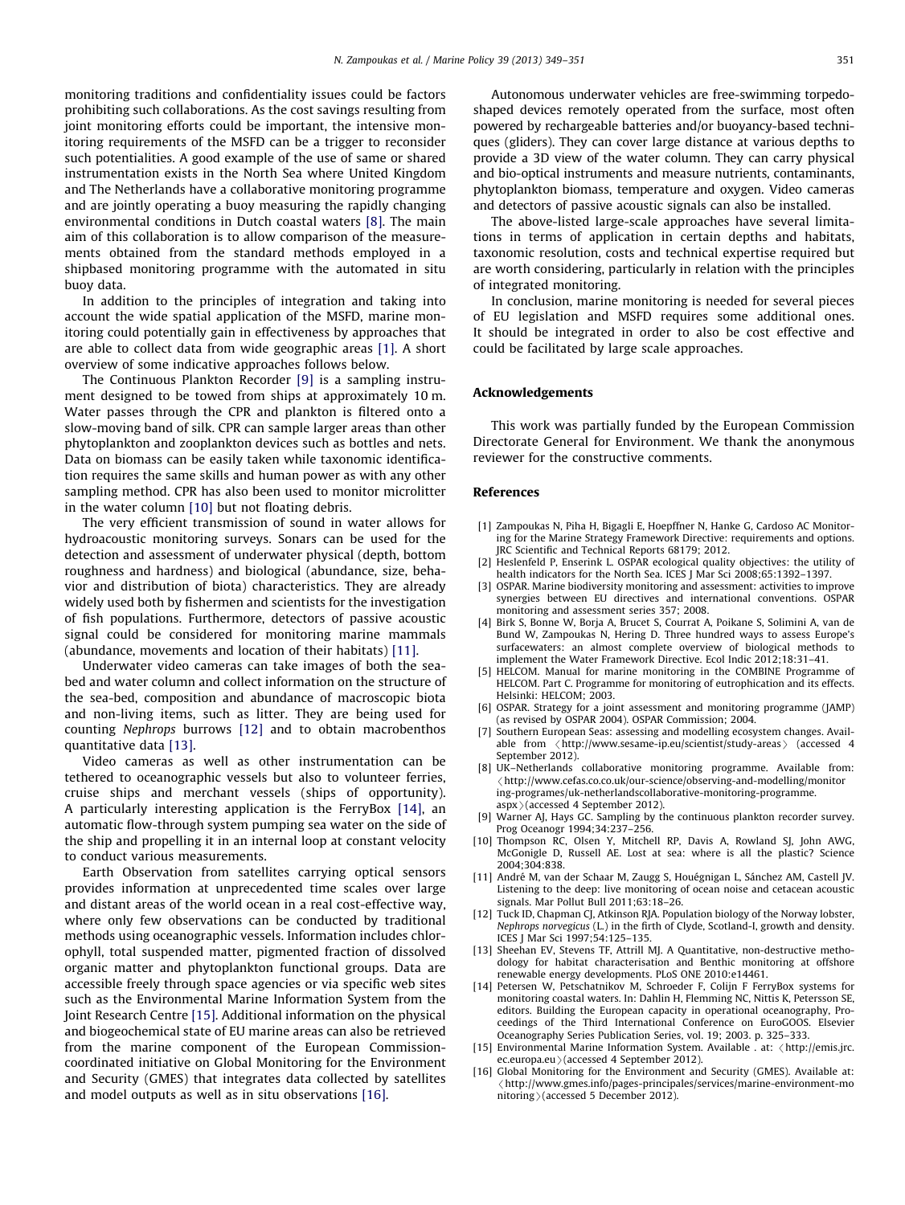monitoring traditions and confidentiality issues could be factors prohibiting such collaborations. As the cost savings resulting from joint monitoring efforts could be important, the intensive monitoring requirements of the MSFD can be a trigger to reconsider such potentialities. A good example of the use of same or shared instrumentation exists in the North Sea where United Kingdom and The Netherlands have a collaborative monitoring programme and are jointly operating a buoy measuring the rapidly changing environmental conditions in Dutch coastal waters [8]. The main aim of this collaboration is to allow comparison of the measurements obtained from the standard methods employed in a shipbased monitoring programme with the automated in situ buoy data.

In addition to the principles of integration and taking into account the wide spatial application of the MSFD, marine monitoring could potentially gain in effectiveness by approaches that are able to collect data from wide geographic areas [1]. A short overview of some indicative approaches follows below.

The Continuous Plankton Recorder [9] is a sampling instrument designed to be towed from ships at approximately 10 m. Water passes through the CPR and plankton is filtered onto a slow-moving band of silk. CPR can sample larger areas than other phytoplankton and zooplankton devices such as bottles and nets. Data on biomass can be easily taken while taxonomic identification requires the same skills and human power as with any other sampling method. CPR has also been used to monitor microlitter in the water column [10] but not floating debris.

The very efficient transmission of sound in water allows for hydroacoustic monitoring surveys. Sonars can be used for the detection and assessment of underwater physical (depth, bottom roughness and hardness) and biological (abundance, size, behavior and distribution of biota) characteristics. They are already widely used both by fishermen and scientists for the investigation of fish populations. Furthermore, detectors of passive acoustic signal could be considered for monitoring marine mammals (abundance, movements and location of their habitats) [11].

Underwater video cameras can take images of both the seabed and water column and collect information on the structure of the sea-bed, composition and abundance of macroscopic biota and non-living items, such as litter. They are being used for counting *Nephrops* burrows [12] and to obtain macrobenthos quantitative data [13].

Video cameras as well as other instrumentation can be tethered to oceanographic vessels but also to volunteer ferries, cruise ships and merchant vessels (ships of opportunity). A particularly interesting application is the FerryBox [14], an automatic flow-through system pumping sea water on the side of the ship and propelling it in an internal loop at constant velocity to conduct various measurements.

Earth Observation from satellites carrying optical sensors provides information at unprecedented time scales over large and distant areas of the world ocean in a real cost-effective way, where only few observations can be conducted by traditional methods using oceanographic vessels. Information includes chlorophyll, total suspended matter, pigmented fraction of dissolved organic matter and phytoplankton functional groups. Data are accessible freely through space agencies or via specific web sites such as the Environmental Marine Information System from the Joint Research Centre [15]. Additional information on the physical and biogeochemical state of EU marine areas can also be retrieved from the marine component of the European Commission-coordinated initiative on Global Monitoring for the Environment and Security (GMES) that integrates data collected by satellites and model outputs as well as in situ observations [16].

Autonomous underwater vehicles are free-swimming torpedo-shaped devices remotely operated from the surface, most often powered by rechargeable batteries and/or buoyancy-based techniques (gliders). They can cover large distance at various depths to provide a 3D view of the water column. They can carry physical and bio-optical instruments and measure nutrients, contaminants, phytoplankton biomass, temperature and oxygen. Video cameras and detectors of passive acoustic signals can also be installed.

The above-listed large-scale approaches have several limitations in terms of application in certain depths and habitats, taxonomic resolution, costs and technical expertise required but are worth considering, particularly in relation with the principles of integrated monitoring.

In conclusion, marine monitoring is needed for several pieces of EU legislation and MSFD requires some additional ones. It should be integrated in order to also be cost effective and could be facilitated by large scale approaches.

## Acknowledgements

This work was partially funded by the European Commission Directorate General for Environment. We thank the anonymous reviewer for the constructive comments.

## References

[1] Zampoukas N, Piha H, Bigagli E, Hoepffner N, Hanke G, Cardoso AC Monitoring for the Marine Strategy Framework Directive: requirements and options. JRC Scientific and Technical Reports 68179; 2012.

[2] Heslenfeld P, Enserink L. OSPAR ecological quality objectives: the utility of health indicators for the North Sea. ICES J Mar Sci 2008;65:1392–1397.

[3] OSPAR. Marine biodiversity monitoring and assessment: activities to improve synergies between EU directives and international conventions. OSPAR monitoring and assessment series 357; 2008.

[4] Birk S, Bonne W, Borja A, Brucet S, Courrat A, Poikane S, Solimini A, van de Bund W, Zampoukas N, Hering D. Three hundred ways to assess Europe's surfacewaters: an almost complete overview of biological methods to implement the Water Framework Directive. Ecol Indic 2012;18:31–41.

[5] HELCOM. Manual for marine monitoring in the COMBINE Programme of HELCOM. Part C. Programme for monitoring of eutrophication and its effects. Helsinki: HELCOM; 2003.

[6] OSPAR. Strategy for a joint assessment and monitoring programme (JAMP) (as revised by OSPAR 2004). OSPAR Commission; 2004.

[7] Southern European Seas: assessing and modelling ecosystem changes. Available from 〈http://www.sesame-ip.eu/scientist/study-areas〉 (accessed 4 September 2012).

[8] UK–Netherlands collaborative monitoring programme. Available from: 〈http://www.cefas.co.co.uk/our-science/observing-and-modelling/monitoring-programes/uk-netherlandscollaborative-monitoring-programme.aspx〉(accessed 4 September 2012).

[9] Warner AJ, Hays GC. Sampling by the continuous plankton recorder survey. Prog Oceanogr 1994;34:237–256.

[10] Thompson RC, Olsen Y, Mitchell RP, Davis A, Rowland SJ, John AWG, McGonigle D, Russell AE. Lost at sea: where is all the plastic? Science 2004;304:838.

[11] André M, van der Schaar M, Zaugg S, Houégnigan L, Sánchez AM, Castell JV. Listening to the deep: live monitoring of ocean noise and cetacean acoustic signals. Mar Pollut Bull 2011;63:18–26.

[12] Tuck ID, Chapman CJ, Atkinson RJA. Population biology of the Norway lobster, *Nephrops norvegicus* (L.) in the firth of Clyde, Scotland-I, growth and density. ICES J Mar Sci 1997;54:125–135.

[13] Sheehan EV, Stevens TF, Attrill MJ. A Quantitative, non-destructive methodology for habitat characterisation and Benthic monitoring at offshore renewable energy developments. PLoS ONE 2010:e14461.

[14] Petersen W, Petschatnikov M, Schroeder F, Colijn F FerryBox systems for monitoring coastal waters. In: Dahlin H, Flemming NC, Nittis K, Petersson SE, editors. Building the European capacity in operational oceanography, Proceedings of the Third International Conference on EuroGOOS. Elsevier Oceanography Series Publication Series, vol. 19; 2003. p. 325–333.

[15] Environmental Marine Information System. Available . at: 〈http://emis.jrc.ec.europa.eu〉(accessed 4 September 2012).

[16] Global Monitoring for the Environment and Security (GMES). Available at: 〈http://www.gmes.info/pages-principales/services/marine-environment-monitoring〉(accessed 5 December 2012).